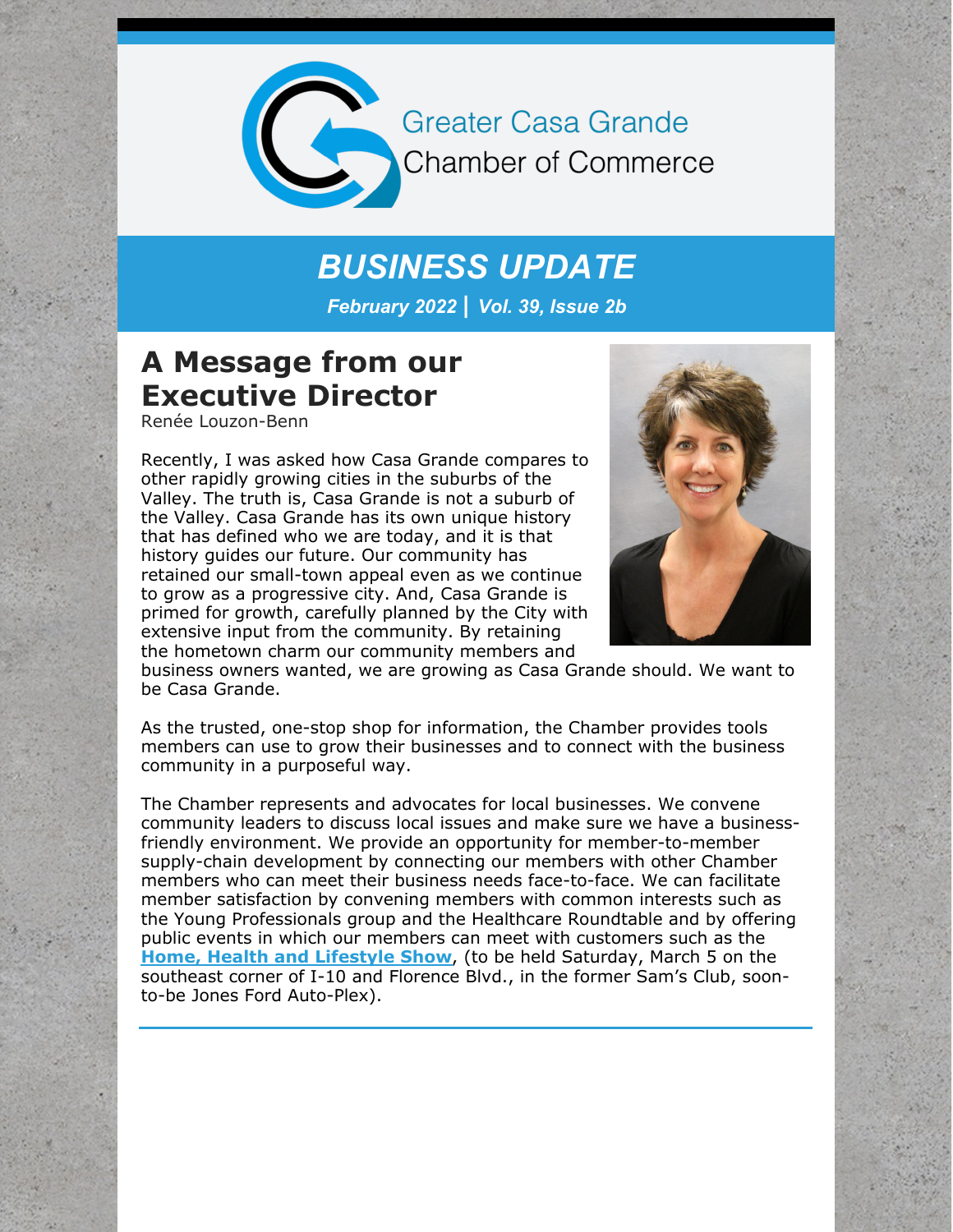Greater Casa Grande Chamber of Commerce

# *BUSINESS UPDATE*

***February 2022 | Vol. 39, Issue 2b***

## A Message from our Executive Director

Renée Louzon-Benn

Recently, I was asked how Casa Grande compares to other rapidly growing cities in the suburbs of the Valley. The truth is, Casa Grande is not a suburb of the Valley. Casa Grande has its own unique history that has defined who we are today, and it is that history guides our future. Our community has retained our small-town appeal even as we continue to grow as a progressive city. And, Casa Grande is primed for growth, carefully planned by the City with extensive input from the community. By retaining the hometown charm our community members and business owners wanted, we are growing as Casa Grande should. We want to be Casa Grande.

As the trusted, one-stop shop for information, the Chamber provides tools members can use to grow their businesses and to connect with the business community in a purposeful way.

The Chamber represents and advocates for local businesses. We convene community leaders to discuss local issues and make sure we have a business-friendly environment. We provide an opportunity for member-to-member supply-chain development by connecting our members with other Chamber members who can meet their business needs face-to-face. We can facilitate member satisfaction by convening members with common interests such as the Young Professionals group and the Healthcare Roundtable and by offering public events in which our members can meet with customers such as the **Home, Health and Lifestyle Show**, (to be held Saturday, March 5 on the southeast corner of I-10 and Florence Blvd., in the former Sam's Club, soon-to-be Jones Ford Auto-Plex).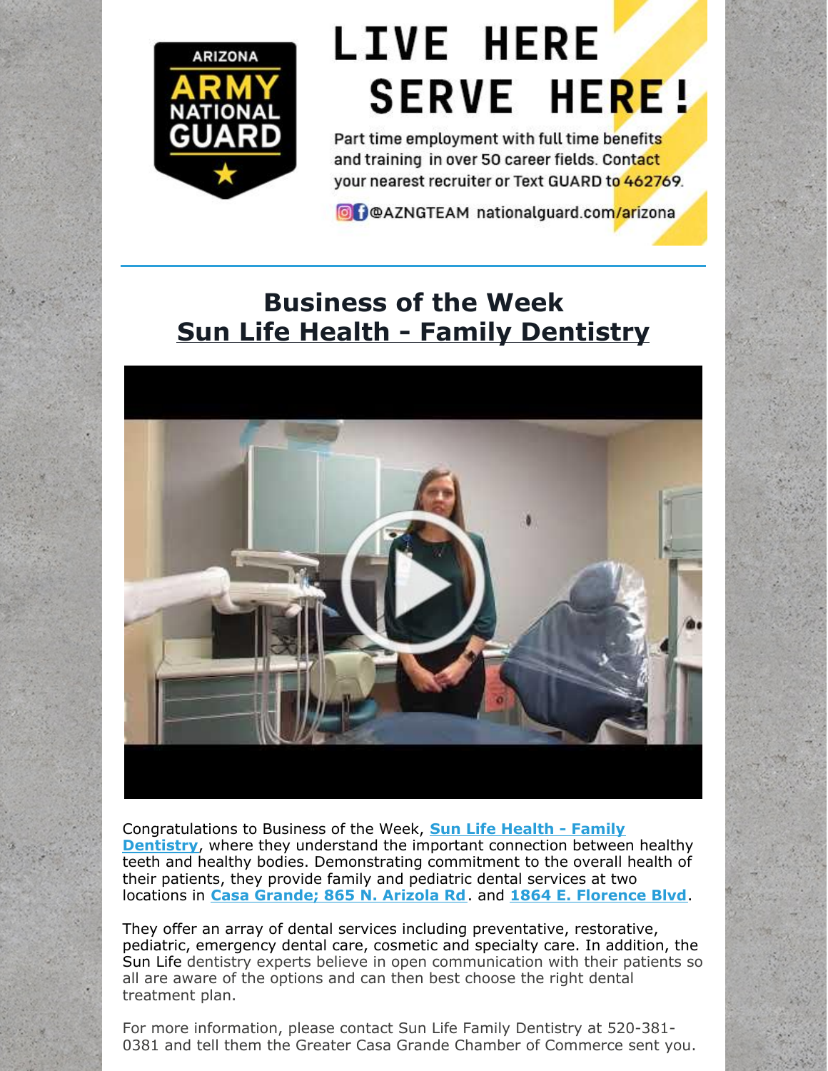**ARIZONA ARMY NATIONAL GUARD**

# LIVE HERE SERVE HERE!

Part time employment with full time benefits and training in over 50 career fields. Contact your nearest recruiter or Text GUARD to 462769.

@AZNGTEAM nationalguard.com/arizona

---

## Business of the Week
## Sun Life Health - Family Dentistry

Congratulations to Business of the Week, **Sun Life Health - Family Dentistry**, where they understand the important connection between healthy teeth and healthy bodies. Demonstrating commitment to the overall health of their patients, they provide family and pediatric dental services at two locations in **Casa Grande; 865 N. Arizola Rd**. and **1864 E. Florence Blvd**.

They offer an array of dental services including preventative, restorative, pediatric, emergency dental care, cosmetic and specialty care. In addition, the Sun Life dentistry experts believe in open communication with their patients so all are aware of the options and can then best choose the right dental treatment plan.

For more information, please contact Sun Life Family Dentistry at 520-381-0381 and tell them the Greater Casa Grande Chamber of Commerce sent you.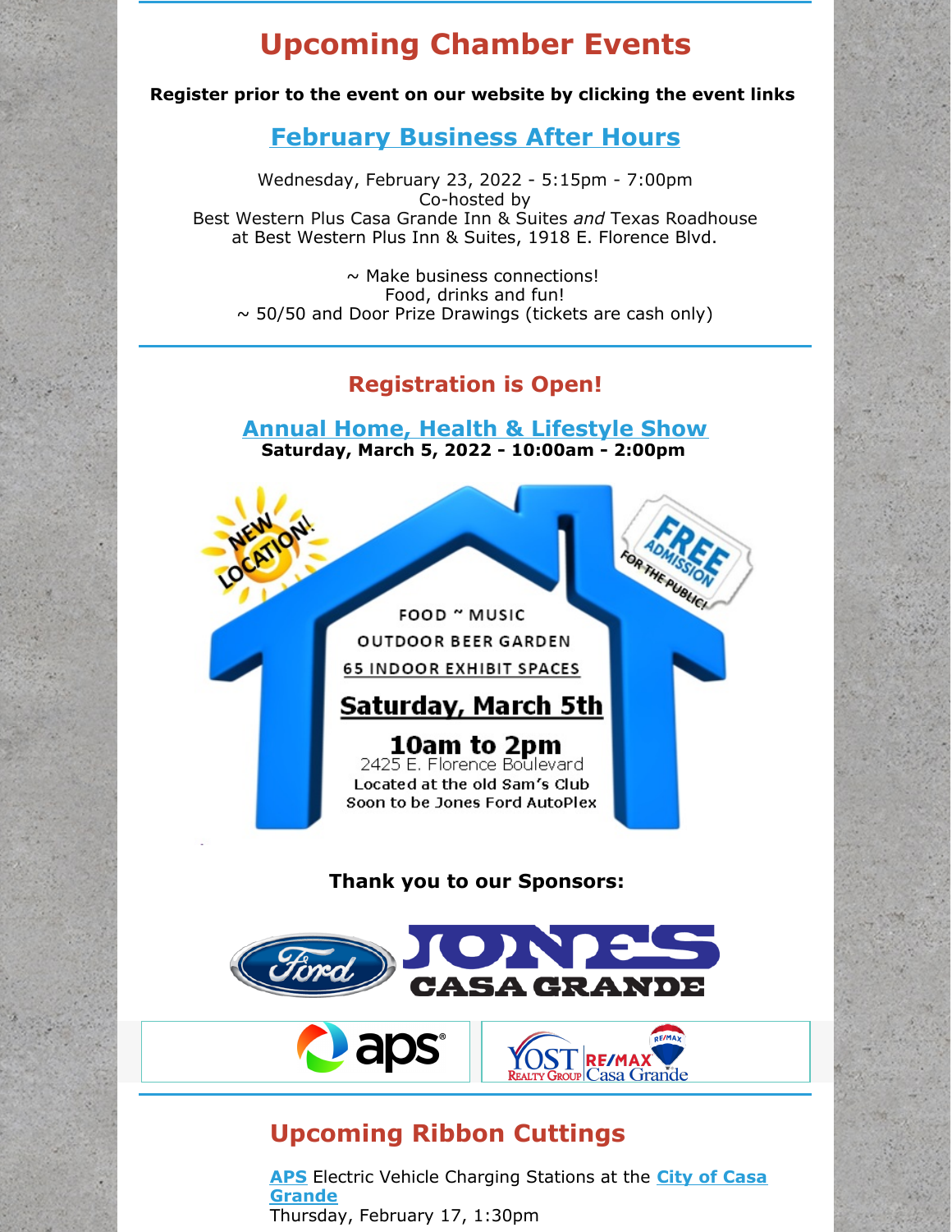# Upcoming Chamber Events

**Register prior to the event on our website by clicking the event links**

## February Business After Hours

Wednesday, February 23, 2022 - 5:15pm - 7:00pm
Co-hosted by
Best Western Plus Casa Grande Inn & Suites *and* Texas Roadhouse
at Best Western Plus Inn & Suites, 1918 E. Florence Blvd.

~ Make business connections!
Food, drinks and fun!
~ 50/50 and Door Prize Drawings (tickets are cash only)

## Registration is Open!

## Annual Home, Health & Lifestyle Show

**Saturday, March 5, 2022 - 10:00am - 2:00pm**

NEW LOCATION!

FREE ADMISSION FOR THE PUBLIC!

FOOD ~ MUSIC
OUTDOOR BEER GARDEN
65 INDOOR EXHIBIT SPACES

**Saturday, March 5th**

**10am to 2pm**
2425 E. Florence Boulevard
Located at the old Sam's Club
Soon to be Jones Ford AutoPlex

**Thank you to our Sponsors:**

Ford JONES CASA GRANDE

aps

YOST REALTY GROUP RE/MAX Casa Grande

## Upcoming Ribbon Cuttings

APS Electric Vehicle Charging Stations at the City of Casa Grande
Thursday, February 17, 1:30pm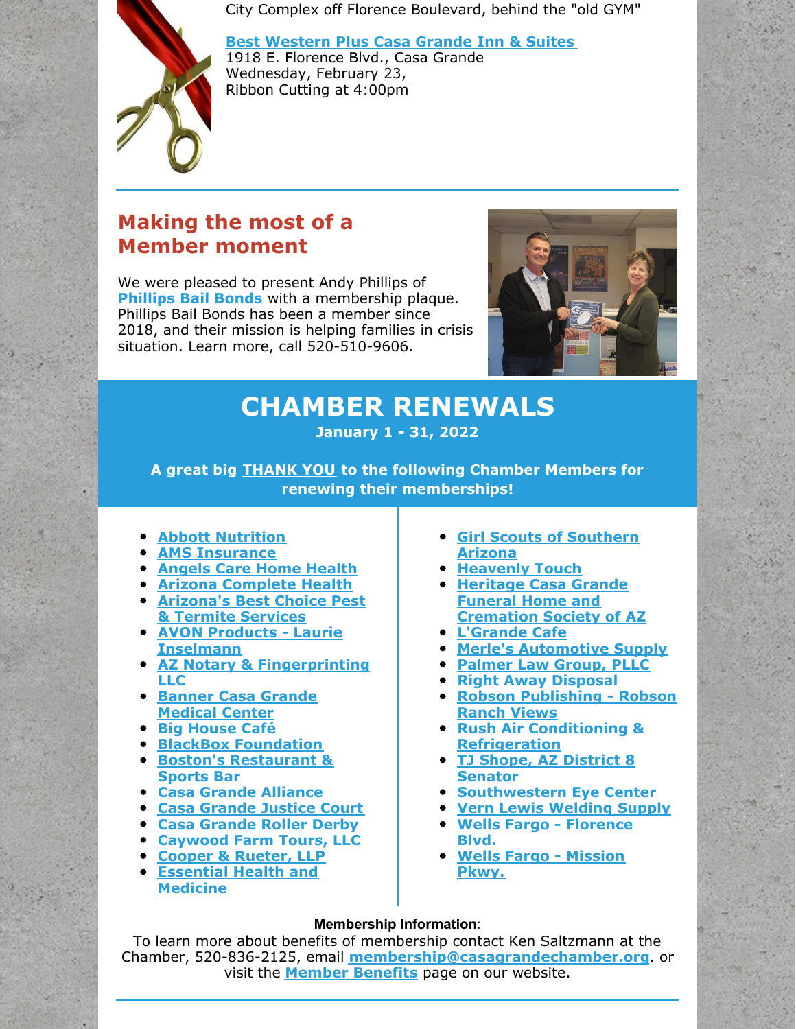City Complex off Florence Boulevard, behind the "old GYM"

**Best Western Plus Casa Grande Inn & Suites**
1918 E. Florence Blvd., Casa Grande
Wednesday, February 23,
Ribbon Cutting at 4:00pm

## Making the most of a Member moment

We were pleased to present Andy Phillips of **Phillips Bail Bonds** with a membership plaque. Phillips Bail Bonds has been a member since 2018, and their mission is helping families in crisis situation. Learn more, call 520-510-9606.

# CHAMBER RENEWALS

**January 1 - 31, 2022**

**A great big THANK YOU to the following Chamber Members for renewing their memberships!**

- Abbott Nutrition
- AMS Insurance
- Angels Care Home Health
- Arizona Complete Health
- Arizona's Best Choice Pest & Termite Services
- AVON Products - Laurie Inselmann
- AZ Notary & Fingerprinting LLC
- Banner Casa Grande Medical Center
- Big House Café
- BlackBox Foundation
- Boston's Restaurant & Sports Bar
- Casa Grande Alliance
- Casa Grande Justice Court
- Casa Grande Roller Derby
- Caywood Farm Tours, LLC
- Cooper & Rueter, LLP
- Essential Health and Medicine
- Girl Scouts of Southern Arizona
- Heavenly Touch
- Heritage Casa Grande Funeral Home and Cremation Society of AZ
- L'Grande Cafe
- Merle's Automotive Supply
- Palmer Law Group, PLLC
- Right Away Disposal
- Robson Publishing - Robson Ranch Views
- Rush Air Conditioning & Refrigeration
- TJ Shope, AZ District 8 Senator
- Southwestern Eye Center
- Vern Lewis Welding Supply
- Wells Fargo - Florence Blvd.
- Wells Fargo - Mission Pkwy.

**Membership Information**:
To learn more about benefits of membership contact Ken Saltzmann at the Chamber, 520-836-2125, email **membership@casagrandechamber.org**. or visit the **Member Benefits** page on our website.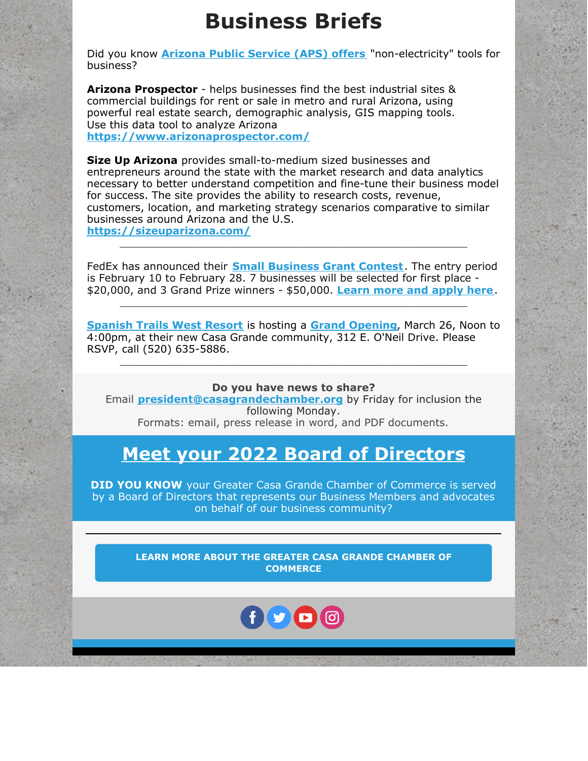# Business Briefs

Did you know **Arizona Public Service (APS) offers** "non-electricity" tools for business?

**Arizona Prospector** - helps businesses find the best industrial sites & commercial buildings for rent or sale in metro and rural Arizona, using powerful real estate search, demographic analysis, GIS mapping tools. Use this data tool to analyze Arizona
**https://www.arizonaprospector.com/**

**Size Up Arizona** provides small-to-medium sized businesses and entrepreneurs around the state with the market research and data analytics necessary to better understand competition and fine-tune their business model for success. The site provides the ability to research costs, revenue, customers, location, and marketing strategy scenarios comparative to similar businesses around Arizona and the U.S.
**https://sizeuparizona.com/**

---

FedEx has announced their **Small Business Grant Contest**. The entry period is February 10 to February 28. 7 businesses will be selected for first place - $20,000, and 3 Grand Prize winners - $50,000. **Learn more and apply here**.

---

**Spanish Trails West Resort** is hosting a **Grand Opening**, March 26, Noon to 4:00pm, at their new Casa Grande community, 312 E. O'Neil Drive. Please RSVP, call (520) 635-5886.

---

**Do you have news to share?**
Email **president@casagrandechamber.org** by Friday for inclusion the following Monday.
Formats: email, press release in word, and PDF documents.

## Meet your 2022 Board of Directors

**DID YOU KNOW** your Greater Casa Grande Chamber of Commerce is served by a Board of Directors that represents our Business Members and advocates on behalf of our business community?

---

**LEARN MORE ABOUT THE GREATER CASA GRANDE CHAMBER OF COMMERCE**